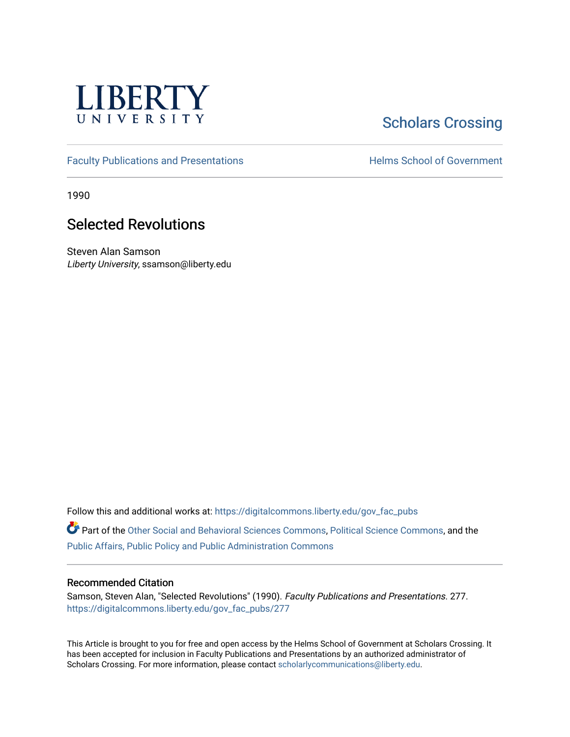LIBERTY UNIVERSITY

Scholars Crossing

Faculty Publications and Presentations

Helms School of Government

1990

# Selected Revolutions

Steven Alan Samson
*Liberty University*, ssamson@liberty.edu

Follow this and additional works at: https://digitalcommons.liberty.edu/gov_fac_pubs

Part of the Other Social and Behavioral Sciences Commons, Political Science Commons, and the Public Affairs, Public Policy and Public Administration Commons

## Recommended Citation

Samson, Steven Alan, "Selected Revolutions" (1990). *Faculty Publications and Presentations*. 277.
https://digitalcommons.liberty.edu/gov_fac_pubs/277

This Article is brought to you for free and open access by the Helms School of Government at Scholars Crossing. It has been accepted for inclusion in Faculty Publications and Presentations by an authorized administrator of Scholars Crossing. For more information, please contact scholarlycommunications@liberty.edu.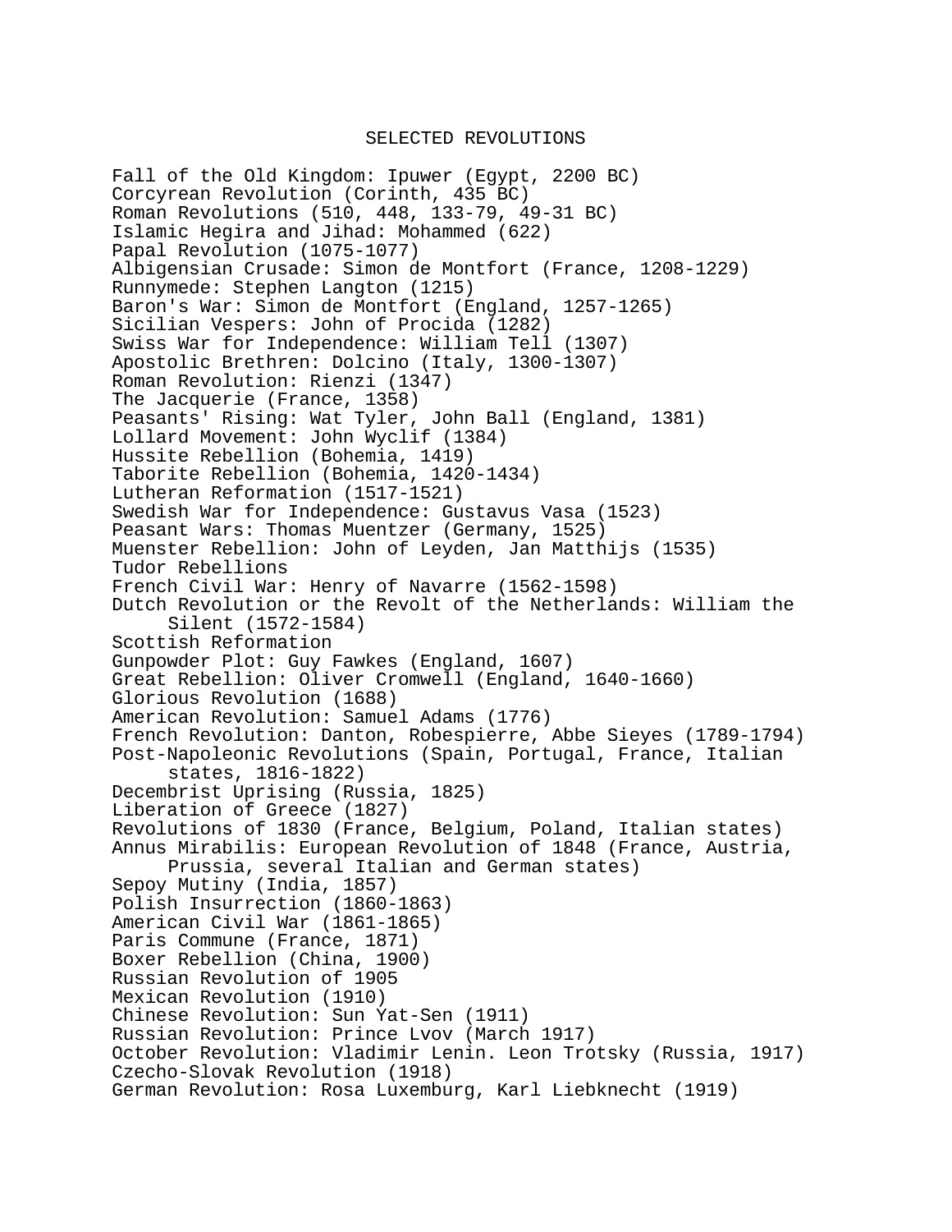# SELECTED REVOLUTIONS

Fall of the Old Kingdom: Ipuwer (Egypt, 2200 BC)
Corcyrean Revolution (Corinth, 435 BC)
Roman Revolutions (510, 448, 133-79, 49-31 BC)
Islamic Hegira and Jihad: Mohammed (622)
Papal Revolution (1075-1077)
Albigensian Crusade: Simon de Montfort (France, 1208-1229)
Runnymede: Stephen Langton (1215)
Baron's War: Simon de Montfort (England, 1257-1265)
Sicilian Vespers: John of Procida (1282)
Swiss War for Independence: William Tell (1307)
Apostolic Brethren: Dolcino (Italy, 1300-1307)
Roman Revolution: Rienzi (1347)
The Jacquerie (France, 1358)
Peasants' Rising: Wat Tyler, John Ball (England, 1381)
Lollard Movement: John Wyclif (1384)
Hussite Rebellion (Bohemia, 1419)
Taborite Rebellion (Bohemia, 1420-1434)
Lutheran Reformation (1517-1521)
Swedish War for Independence: Gustavus Vasa (1523)
Peasant Wars: Thomas Muentzer (Germany, 1525)
Muenster Rebellion: John of Leyden, Jan Matthijs (1535)
Tudor Rebellions
French Civil War: Henry of Navarre (1562-1598)
Dutch Revolution or the Revolt of the Netherlands: William the Silent (1572-1584)
Scottish Reformation
Gunpowder Plot: Guy Fawkes (England, 1607)
Great Rebellion: Oliver Cromwell (England, 1640-1660)
Glorious Revolution (1688)
American Revolution: Samuel Adams (1776)
French Revolution: Danton, Robespierre, Abbe Sieyes (1789-1794)
Post-Napoleonic Revolutions (Spain, Portugal, France, Italian states, 1816-1822)
Decembrist Uprising (Russia, 1825)
Liberation of Greece (1827)
Revolutions of 1830 (France, Belgium, Poland, Italian states)
Annus Mirabilis: European Revolution of 1848 (France, Austria, Prussia, several Italian and German states)
Sepoy Mutiny (India, 1857)
Polish Insurrection (1860-1863)
American Civil War (1861-1865)
Paris Commune (France, 1871)
Boxer Rebellion (China, 1900)
Russian Revolution of 1905
Mexican Revolution (1910)
Chinese Revolution: Sun Yat-Sen (1911)
Russian Revolution: Prince Lvov (March 1917)
October Revolution: Vladimir Lenin. Leon Trotsky (Russia, 1917)
Czecho-Slovak Revolution (1918)
German Revolution: Rosa Luxemburg, Karl Liebknecht (1919)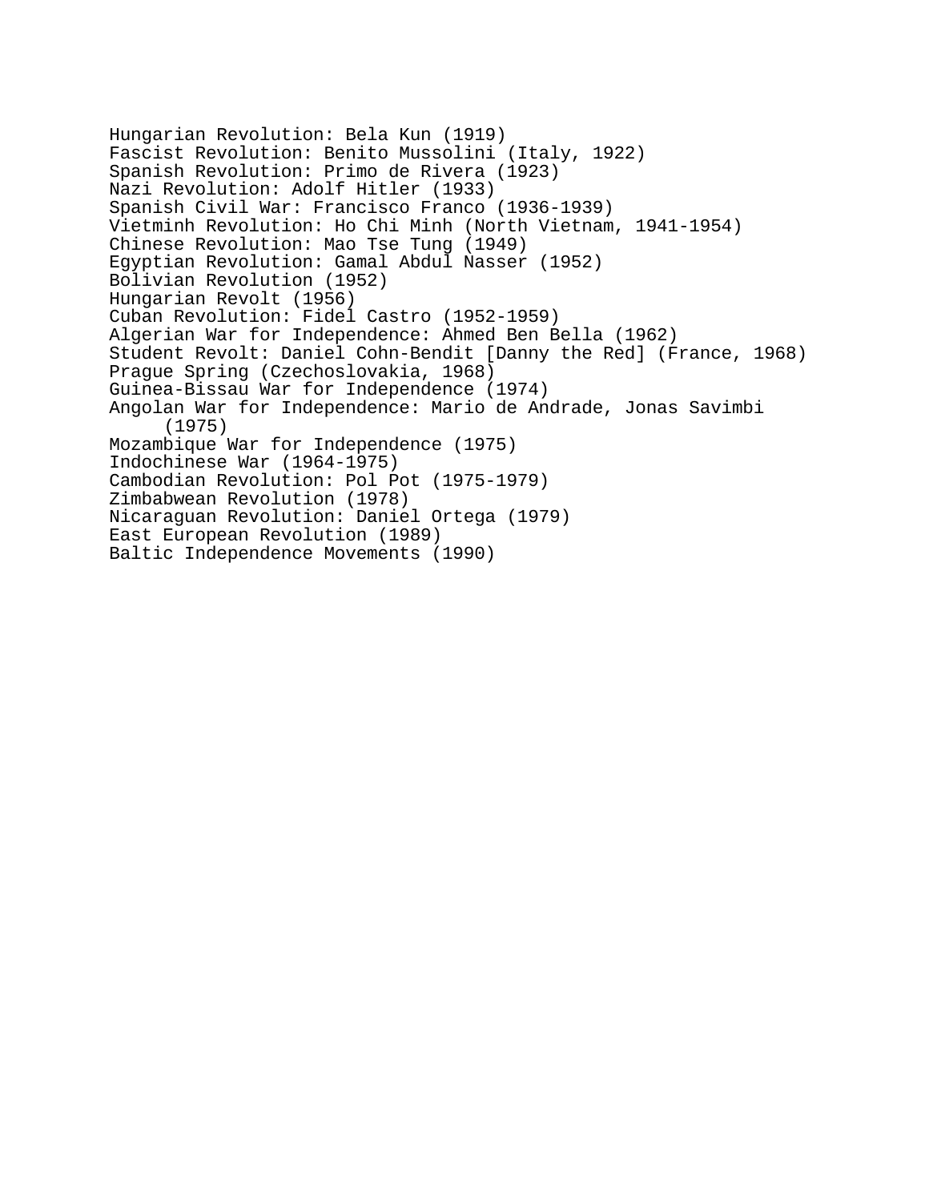Hungarian Revolution: Bela Kun (1919)
Fascist Revolution: Benito Mussolini (Italy, 1922)
Spanish Revolution: Primo de Rivera (1923)
Nazi Revolution: Adolf Hitler (1933)
Spanish Civil War: Francisco Franco (1936-1939)
Vietminh Revolution: Ho Chi Minh (North Vietnam, 1941-1954)
Chinese Revolution: Mao Tse Tung (1949)
Egyptian Revolution: Gamal Abdul Nasser (1952)
Bolivian Revolution (1952)
Hungarian Revolt (1956)
Cuban Revolution: Fidel Castro (1952-1959)
Algerian War for Independence: Ahmed Ben Bella (1962)
Student Revolt: Daniel Cohn-Bendit [Danny the Red] (France, 1968)
Prague Spring (Czechoslovakia, 1968)
Guinea-Bissau War for Independence (1974)
Angolan War for Independence: Mario de Andrade, Jonas Savimbi (1975)
Mozambique War for Independence (1975)
Indochinese War (1964-1975)
Cambodian Revolution: Pol Pot (1975-1979)
Zimbabwean Revolution (1978)
Nicaraguan Revolution: Daniel Ortega (1979)
East European Revolution (1989)
Baltic Independence Movements (1990)